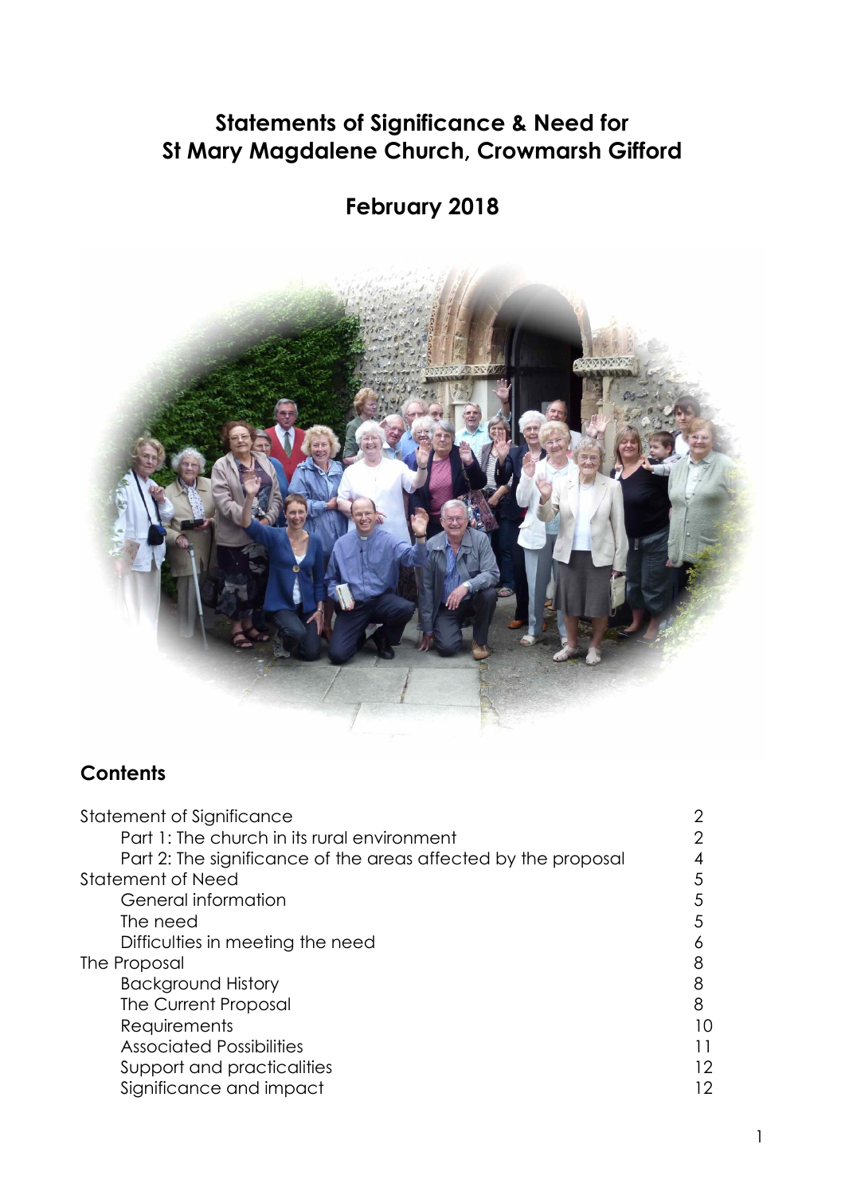# Statements of Significance & Need for St Mary Magdalene Church, Crowmarsh Gifford

## February 2018

## Contents

| | |
|---|---|
| Statement of Significance | 2 |
| Part 1: The church in its rural environment | 2 |
| Part 2: The significance of the areas affected by the proposal | 4 |
| Statement of Need | 5 |
| General information | 5 |
| The need | 5 |
| Difficulties in meeting the need | 6 |
| The Proposal | 8 |
| Background History | 8 |
| The Current Proposal | 8 |
| Requirements | 10 |
| Associated Possibilities | 11 |
| Support and practicalities | 12 |
| Significance and impact | 12 |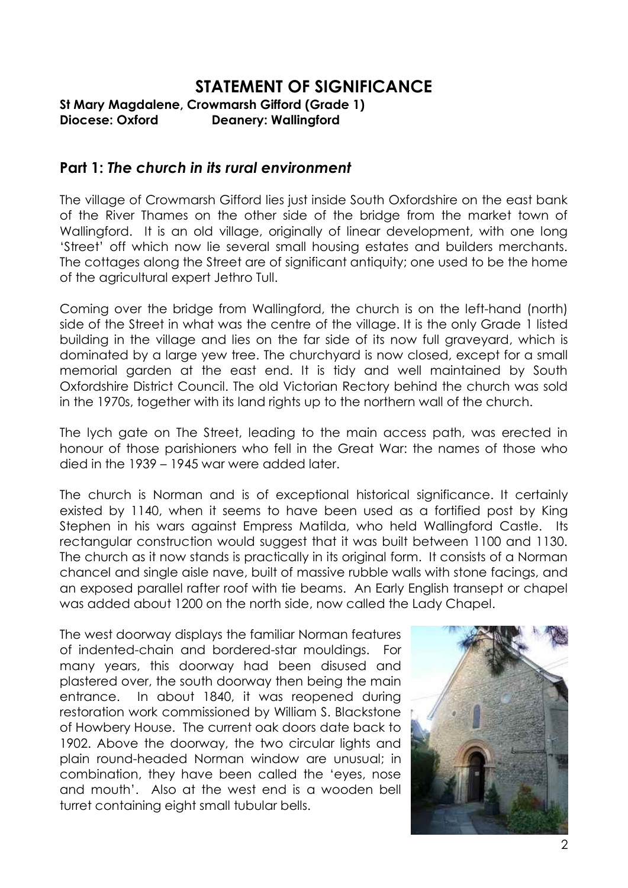# STATEMENT OF SIGNIFICANCE

**St Mary Magdalene, Crowmarsh Gifford (Grade 1)**
**Diocese: Oxford Deanery: Wallingford**

## Part 1: *The church in its rural environment*

The village of Crowmarsh Gifford lies just inside South Oxfordshire on the east bank of the River Thames on the other side of the bridge from the market town of Wallingford. It is an old village, originally of linear development, with one long 'Street' off which now lie several small housing estates and builders merchants. The cottages along the Street are of significant antiquity; one used to be the home of the agricultural expert Jethro Tull.

Coming over the bridge from Wallingford, the church is on the left-hand (north) side of the Street in what was the centre of the village. It is the only Grade 1 listed building in the village and lies on the far side of its now full graveyard, which is dominated by a large yew tree. The churchyard is now closed, except for a small memorial garden at the east end. It is tidy and well maintained by South Oxfordshire District Council. The old Victorian Rectory behind the church was sold in the 1970s, together with its land rights up to the northern wall of the church.

The lych gate on The Street, leading to the main access path, was erected in honour of those parishioners who fell in the Great War: the names of those who died in the 1939 – 1945 war were added later.

The church is Norman and is of exceptional historical significance. It certainly existed by 1140, when it seems to have been used as a fortified post by King Stephen in his wars against Empress Matilda, who held Wallingford Castle. Its rectangular construction would suggest that it was built between 1100 and 1130. The church as it now stands is practically in its original form. It consists of a Norman chancel and single aisle nave, built of massive rubble walls with stone facings, and an exposed parallel rafter roof with tie beams. An Early English transept or chapel was added about 1200 on the north side, now called the Lady Chapel.

The west doorway displays the familiar Norman features of indented-chain and bordered-star mouldings. For many years, this doorway had been disused and plastered over, the south doorway then being the main entrance. In about 1840, it was reopened during restoration work commissioned by William S. Blackstone of Howbery House. The current oak doors date back to 1902. Above the doorway, the two circular lights and plain round-headed Norman window are unusual; in combination, they have been called the 'eyes, nose and mouth'. Also at the west end is a wooden bell turret containing eight small tubular bells.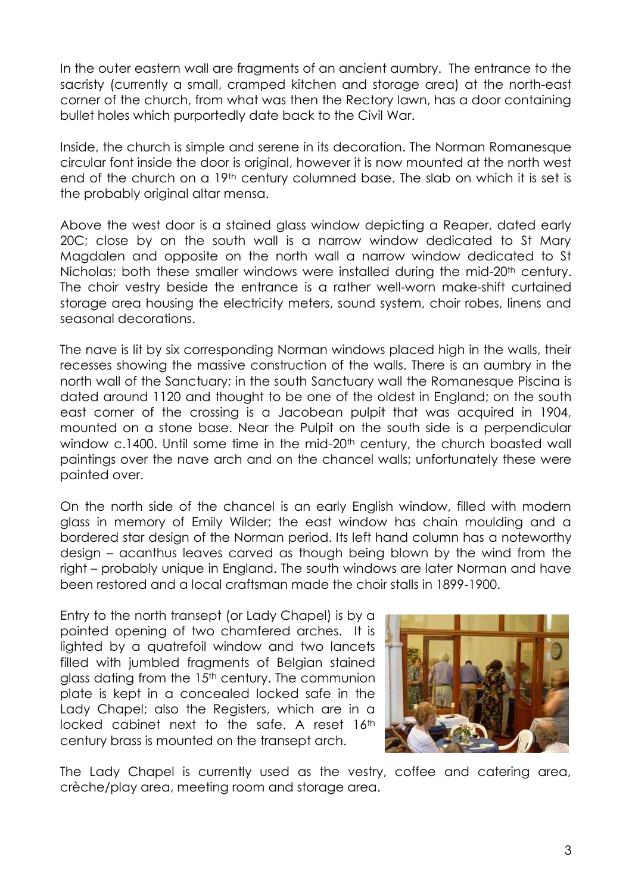In the outer eastern wall are fragments of an ancient aumbry. The entrance to the sacristy (currently a small, cramped kitchen and storage area) at the north-east corner of the church, from what was then the Rectory lawn, has a door containing bullet holes which purportedly date back to the Civil War.

Inside, the church is simple and serene in its decoration. The Norman Romanesque circular font inside the door is original, however it is now mounted at the north west end of the church on a 19th century columned base. The slab on which it is set is the probably original altar mensa.

Above the west door is a stained glass window depicting a Reaper, dated early 20C; close by on the south wall is a narrow window dedicated to St Mary Magdalen and opposite on the north wall a narrow window dedicated to St Nicholas; both these smaller windows were installed during the mid-20th century. The choir vestry beside the entrance is a rather well-worn make-shift curtained storage area housing the electricity meters, sound system, choir robes, linens and seasonal decorations.

The nave is lit by six corresponding Norman windows placed high in the walls, their recesses showing the massive construction of the walls. There is an aumbry in the north wall of the Sanctuary; in the south Sanctuary wall the Romanesque Piscina is dated around 1120 and thought to be one of the oldest in England; on the south east corner of the crossing is a Jacobean pulpit that was acquired in 1904, mounted on a stone base. Near the Pulpit on the south side is a perpendicular window c.1400. Until some time in the mid-20th century, the church boasted wall paintings over the nave arch and on the chancel walls; unfortunately these were painted over.

On the north side of the chancel is an early English window, filled with modern glass in memory of Emily Wilder; the east window has chain moulding and a bordered star design of the Norman period. Its left hand column has a noteworthy design – acanthus leaves carved as though being blown by the wind from the right – probably unique in England. The south windows are later Norman and have been restored and a local craftsman made the choir stalls in 1899-1900.

Entry to the north transept (or Lady Chapel) is by a pointed opening of two chamfered arches. It is lighted by a quatrefoil window and two lancets filled with jumbled fragments of Belgian stained glass dating from the 15th century. The communion plate is kept in a concealed locked safe in the Lady Chapel; also the Registers, which are in a locked cabinet next to the safe. A reset 16th century brass is mounted on the transept arch.

The Lady Chapel is currently used as the vestry, coffee and catering area, crèche/play area, meeting room and storage area.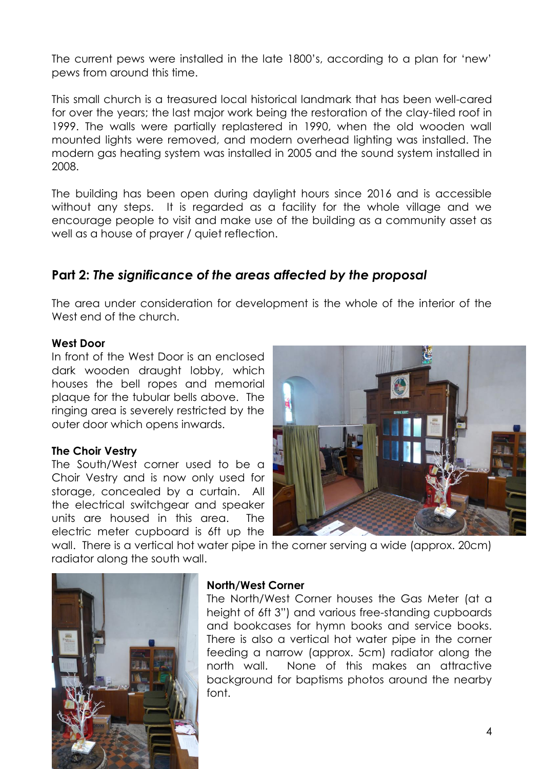The current pews were installed in the late 1800's, according to a plan for 'new' pews from around this time.

This small church is a treasured local historical landmark that has been well-cared for over the years; the last major work being the restoration of the clay-tiled roof in 1999. The walls were partially replastered in 1990, when the old wooden wall mounted lights were removed, and modern overhead lighting was installed. The modern gas heating system was installed in 2005 and the sound system installed in 2008.

The building has been open during daylight hours since 2016 and is accessible without any steps. It is regarded as a facility for the whole village and we encourage people to visit and make use of the building as a community asset as well as a house of prayer / quiet reflection.

## Part 2: *The significance of the areas affected by the proposal*

The area under consideration for development is the whole of the interior of the West end of the church.

**West Door**

In front of the West Door is an enclosed dark wooden draught lobby, which houses the bell ropes and memorial plaque for the tubular bells above. The ringing area is severely restricted by the outer door which opens inwards.

**The Choir Vestry**

The South/West corner used to be a Choir Vestry and is now only used for storage, concealed by a curtain. All the electrical switchgear and speaker units are housed in this area. The electric meter cupboard is 6ft up the wall. There is a vertical hot water pipe in the corner serving a wide (approx. 20cm) radiator along the south wall.

**North/West Corner**

The North/West Corner houses the Gas Meter (at a height of 6ft 3") and various free-standing cupboards and bookcases for hymn books and service books. There is also a vertical hot water pipe in the corner feeding a narrow (approx. 5cm) radiator along the north wall. None of this makes an attractive background for baptisms photos around the nearby font.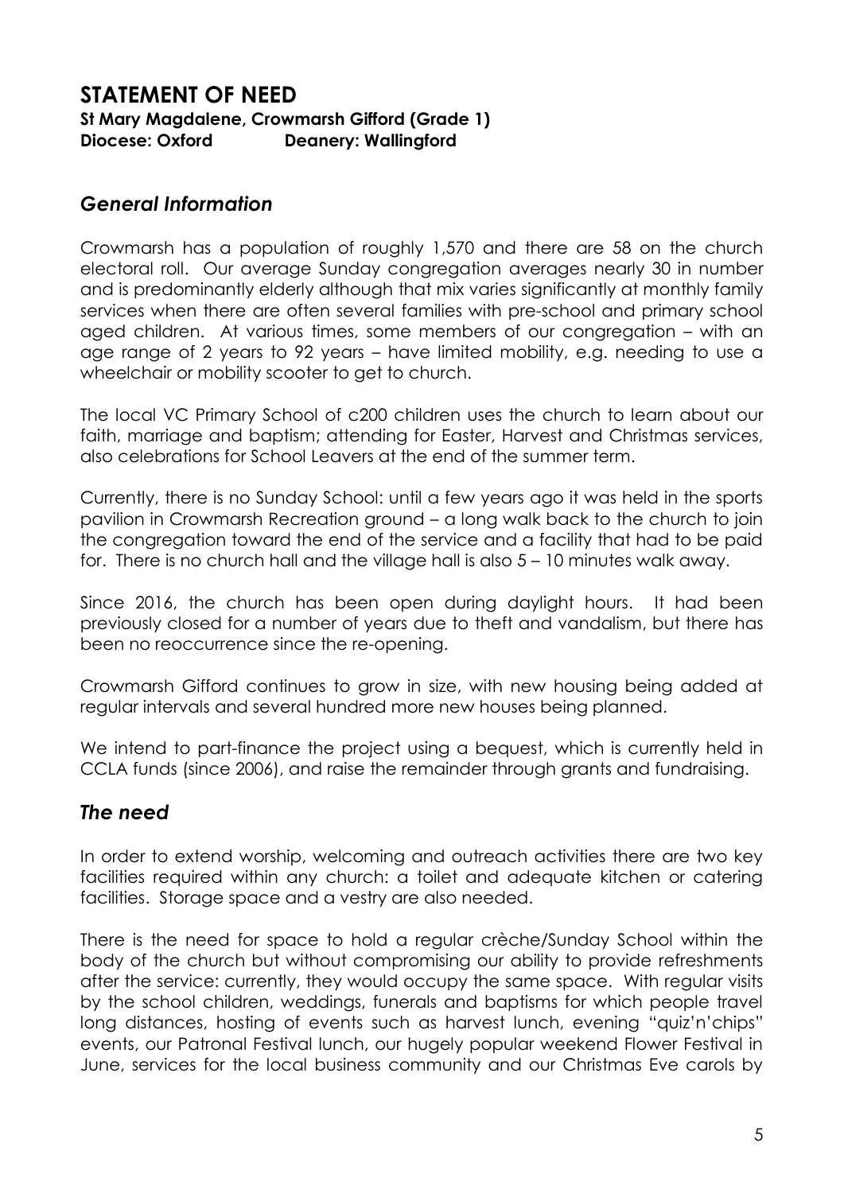## STATEMENT OF NEED

**St Mary Magdalene, Crowmarsh Gifford (Grade 1)**
**Diocese: Oxford Deanery: Wallingford**

### *General Information*

Crowmarsh has a population of roughly 1,570 and there are 58 on the church electoral roll. Our average Sunday congregation averages nearly 30 in number and is predominantly elderly although that mix varies significantly at monthly family services when there are often several families with pre-school and primary school aged children. At various times, some members of our congregation – with an age range of 2 years to 92 years – have limited mobility, e.g. needing to use a wheelchair or mobility scooter to get to church.

The local VC Primary School of c200 children uses the church to learn about our faith, marriage and baptism; attending for Easter, Harvest and Christmas services, also celebrations for School Leavers at the end of the summer term.

Currently, there is no Sunday School: until a few years ago it was held in the sports pavilion in Crowmarsh Recreation ground – a long walk back to the church to join the congregation toward the end of the service and a facility that had to be paid for. There is no church hall and the village hall is also 5 – 10 minutes walk away.

Since 2016, the church has been open during daylight hours. It had been previously closed for a number of years due to theft and vandalism, but there has been no reoccurrence since the re-opening.

Crowmarsh Gifford continues to grow in size, with new housing being added at regular intervals and several hundred more new houses being planned.

We intend to part-finance the project using a bequest, which is currently held in CCLA funds (since 2006), and raise the remainder through grants and fundraising.

### *The need*

In order to extend worship, welcoming and outreach activities there are two key facilities required within any church: a toilet and adequate kitchen or catering facilities. Storage space and a vestry are also needed.

There is the need for space to hold a regular crèche/Sunday School within the body of the church but without compromising our ability to provide refreshments after the service: currently, they would occupy the same space. With regular visits by the school children, weddings, funerals and baptisms for which people travel long distances, hosting of events such as harvest lunch, evening "quiz'n'chips" events, our Patronal Festival lunch, our hugely popular weekend Flower Festival in June, services for the local business community and our Christmas Eve carols by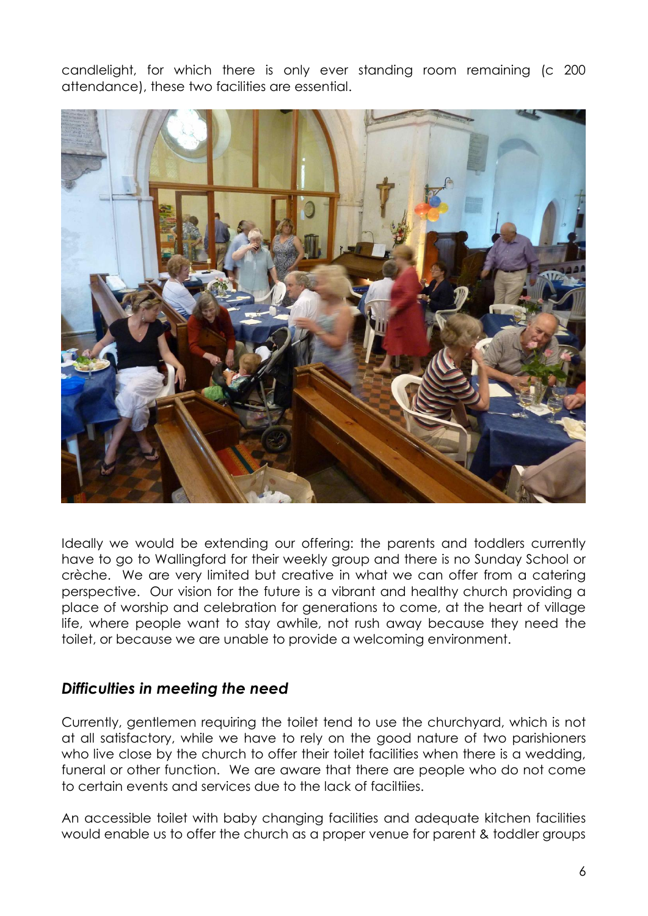candlelight, for which there is only ever standing room remaining (c 200 attendance), these two facilities are essential.

Ideally we would be extending our offering: the parents and toddlers currently have to go to Wallingford for their weekly group and there is no Sunday School or crèche. We are very limited but creative in what we can offer from a catering perspective. Our vision for the future is a vibrant and healthy church providing a place of worship and celebration for generations to come, at the heart of village life, where people want to stay awhile, not rush away because they need the toilet, or because we are unable to provide a welcoming environment.

## *Difficulties in meeting the need*

Currently, gentlemen requiring the toilet tend to use the churchyard, which is not at all satisfactory, while we have to rely on the good nature of two parishioners who live close by the church to offer their toilet facilities when there is a wedding, funeral or other function. We are aware that there are people who do not come to certain events and services due to the lack of faciltiies.

An accessible toilet with baby changing facilities and adequate kitchen facilities would enable us to offer the church as a proper venue for parent & toddler groups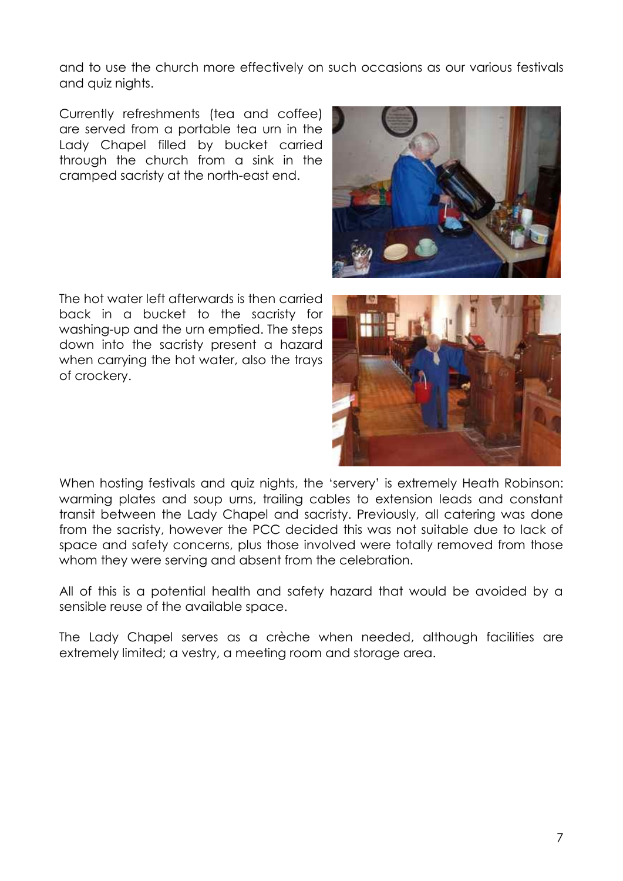and to use the church more effectively on such occasions as our various festivals and quiz nights.

Currently refreshments (tea and coffee) are served from a portable tea urn in the Lady Chapel filled by bucket carried through the church from a sink in the cramped sacristy at the north-east end.

The hot water left afterwards is then carried back in a bucket to the sacristy for washing-up and the urn emptied. The steps down into the sacristy present a hazard when carrying the hot water, also the trays of crockery.

When hosting festivals and quiz nights, the 'servery' is extremely Heath Robinson: warming plates and soup urns, trailing cables to extension leads and constant transit between the Lady Chapel and sacristy. Previously, all catering was done from the sacristy, however the PCC decided this was not suitable due to lack of space and safety concerns, plus those involved were totally removed from those whom they were serving and absent from the celebration.

All of this is a potential health and safety hazard that would be avoided by a sensible reuse of the available space.

The Lady Chapel serves as a crèche when needed, although facilities are extremely limited; a vestry, a meeting room and storage area.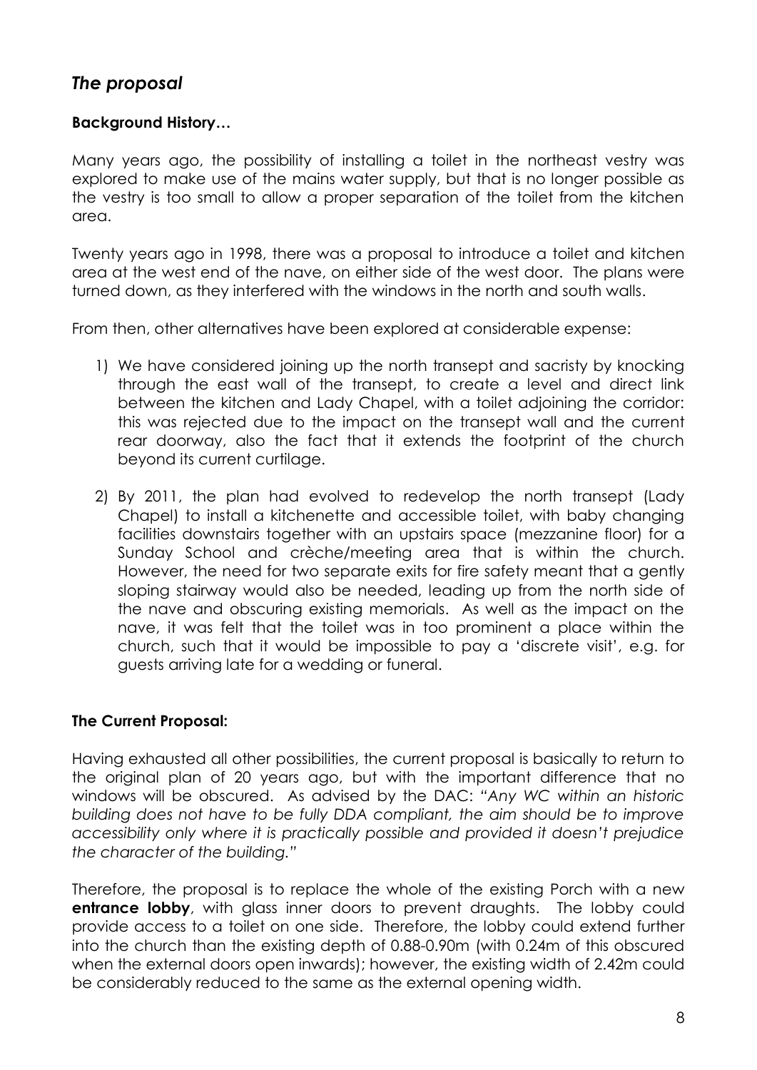## *The proposal*

**Background History…**

Many years ago, the possibility of installing a toilet in the northeast vestry was explored to make use of the mains water supply, but that is no longer possible as the vestry is too small to allow a proper separation of the toilet from the kitchen area.

Twenty years ago in 1998, there was a proposal to introduce a toilet and kitchen area at the west end of the nave, on either side of the west door. The plans were turned down, as they interfered with the windows in the north and south walls.

From then, other alternatives have been explored at considerable expense:

1) We have considered joining up the north transept and sacristy by knocking through the east wall of the transept, to create a level and direct link between the kitchen and Lady Chapel, with a toilet adjoining the corridor: this was rejected due to the impact on the transept wall and the current rear doorway, also the fact that it extends the footprint of the church beyond its current curtilage.
2) By 2011, the plan had evolved to redevelop the north transept (Lady Chapel) to install a kitchenette and accessible toilet, with baby changing facilities downstairs together with an upstairs space (mezzanine floor) for a Sunday School and crèche/meeting area that is within the church. However, the need for two separate exits for fire safety meant that a gently sloping stairway would also be needed, leading up from the north side of the nave and obscuring existing memorials. As well as the impact on the nave, it was felt that the toilet was in too prominent a place within the church, such that it would be impossible to pay a 'discrete visit', e.g. for guests arriving late for a wedding or funeral.

**The Current Proposal:**

Having exhausted all other possibilities, the current proposal is basically to return to the original plan of 20 years ago, but with the important difference that no windows will be obscured. As advised by the DAC: *"Any WC within an historic building does not have to be fully DDA compliant, the aim should be to improve accessibility only where it is practically possible and provided it doesn't prejudice the character of the building."*

Therefore, the proposal is to replace the whole of the existing Porch with a new **entrance lobby**, with glass inner doors to prevent draughts. The lobby could provide access to a toilet on one side. Therefore, the lobby could extend further into the church than the existing depth of 0.88-0.90m (with 0.24m of this obscured when the external doors open inwards); however, the existing width of 2.42m could be considerably reduced to the same as the external opening width.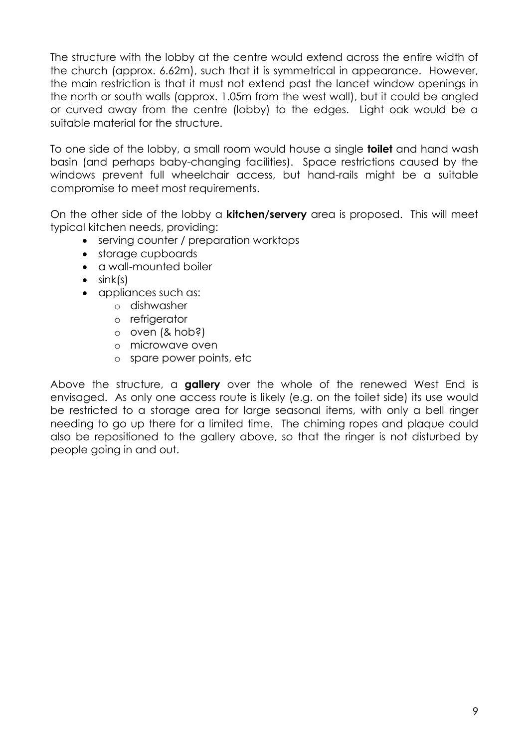The structure with the lobby at the centre would extend across the entire width of the church (approx. 6.62m), such that it is symmetrical in appearance. However, the main restriction is that it must not extend past the lancet window openings in the north or south walls (approx. 1.05m from the west wall), but it could be angled or curved away from the centre (lobby) to the edges. Light oak would be a suitable material for the structure.

To one side of the lobby, a small room would house a single **toilet** and hand wash basin (and perhaps baby-changing facilities). Space restrictions caused by the windows prevent full wheelchair access, but hand-rails might be a suitable compromise to meet most requirements.

On the other side of the lobby a **kitchen/servery** area is proposed. This will meet typical kitchen needs, providing:

- serving counter / preparation worktops
- storage cupboards
- a wall-mounted boiler
- sink(s)
- appliances such as:
  - dishwasher
  - refrigerator
  - oven (& hob?)
  - microwave oven
  - spare power points, etc

Above the structure, a **gallery** over the whole of the renewed West End is envisaged. As only one access route is likely (e.g. on the toilet side) its use would be restricted to a storage area for large seasonal items, with only a bell ringer needing to go up there for a limited time. The chiming ropes and plaque could also be repositioned to the gallery above, so that the ringer is not disturbed by people going in and out.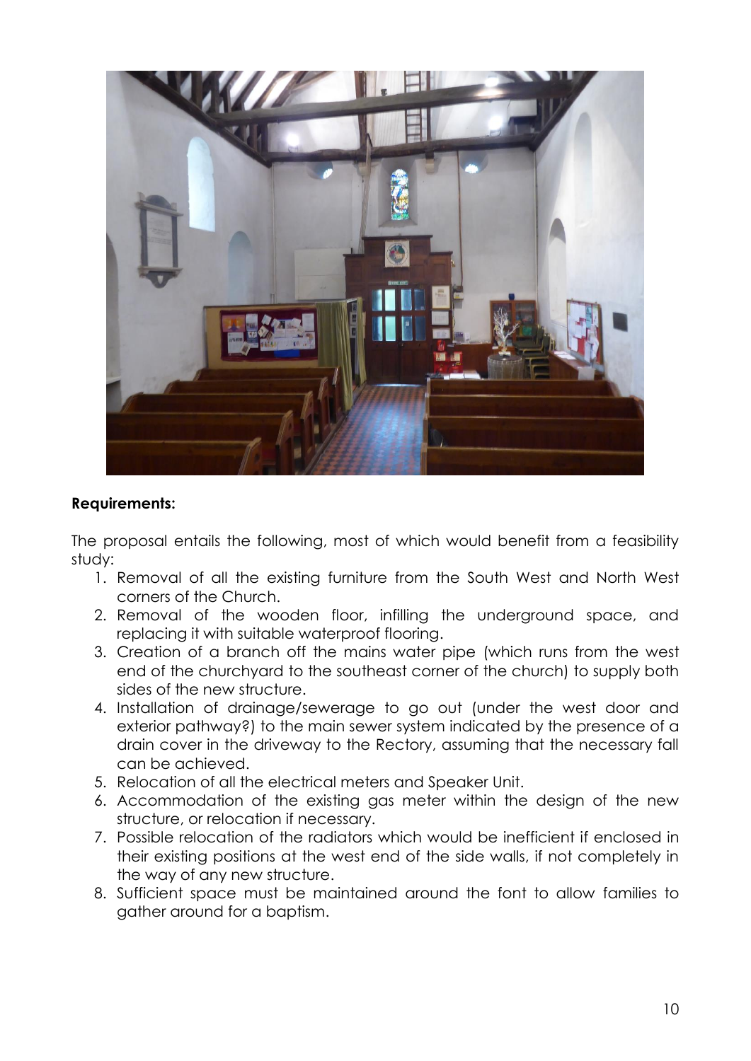**Requirements:**

The proposal entails the following, most of which would benefit from a feasibility study:

1. Removal of all the existing furniture from the South West and North West corners of the Church.
2. Removal of the wooden floor, infilling the underground space, and replacing it with suitable waterproof flooring.
3. Creation of a branch off the mains water pipe (which runs from the west end of the churchyard to the southeast corner of the church) to supply both sides of the new structure.
4. Installation of drainage/sewerage to go out (under the west door and exterior pathway?) to the main sewer system indicated by the presence of a drain cover in the driveway to the Rectory, assuming that the necessary fall can be achieved.
5. Relocation of all the electrical meters and Speaker Unit.
6. Accommodation of the existing gas meter within the design of the new structure, or relocation if necessary.
7. Possible relocation of the radiators which would be inefficient if enclosed in their existing positions at the west end of the side walls, if not completely in the way of any new structure.
8. Sufficient space must be maintained around the font to allow families to gather around for a baptism.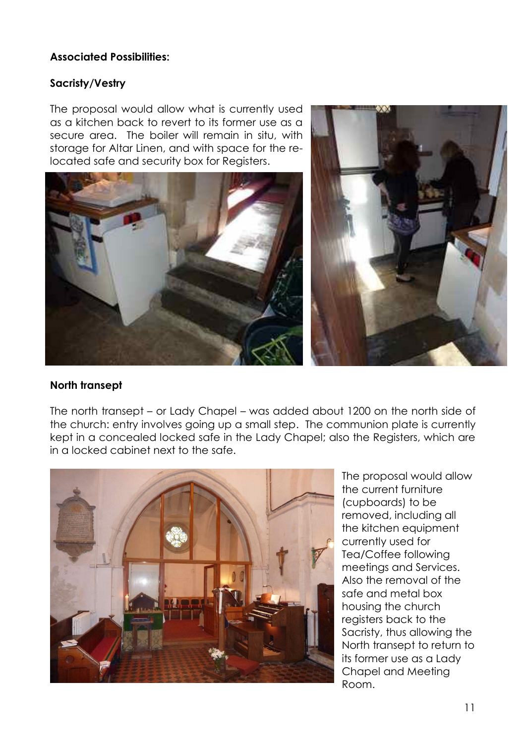**Associated Possibilities:**

**Sacristy/Vestry**

The proposal would allow what is currently used as a kitchen back to revert to its former use as a secure area. The boiler will remain in situ, with storage for Altar Linen, and with space for the re-located safe and security box for Registers.

**North transept**

The north transept – or Lady Chapel – was added about 1200 on the north side of the church: entry involves going up a small step. The communion plate is currently kept in a concealed locked safe in the Lady Chapel; also the Registers, which are in a locked cabinet next to the safe.

The proposal would allow the current furniture (cupboards) to be removed, including all the kitchen equipment currently used for Tea/Coffee following meetings and Services. Also the removal of the safe and metal box housing the church registers back to the Sacristy, thus allowing the North transept to return to its former use as a Lady Chapel and Meeting Room.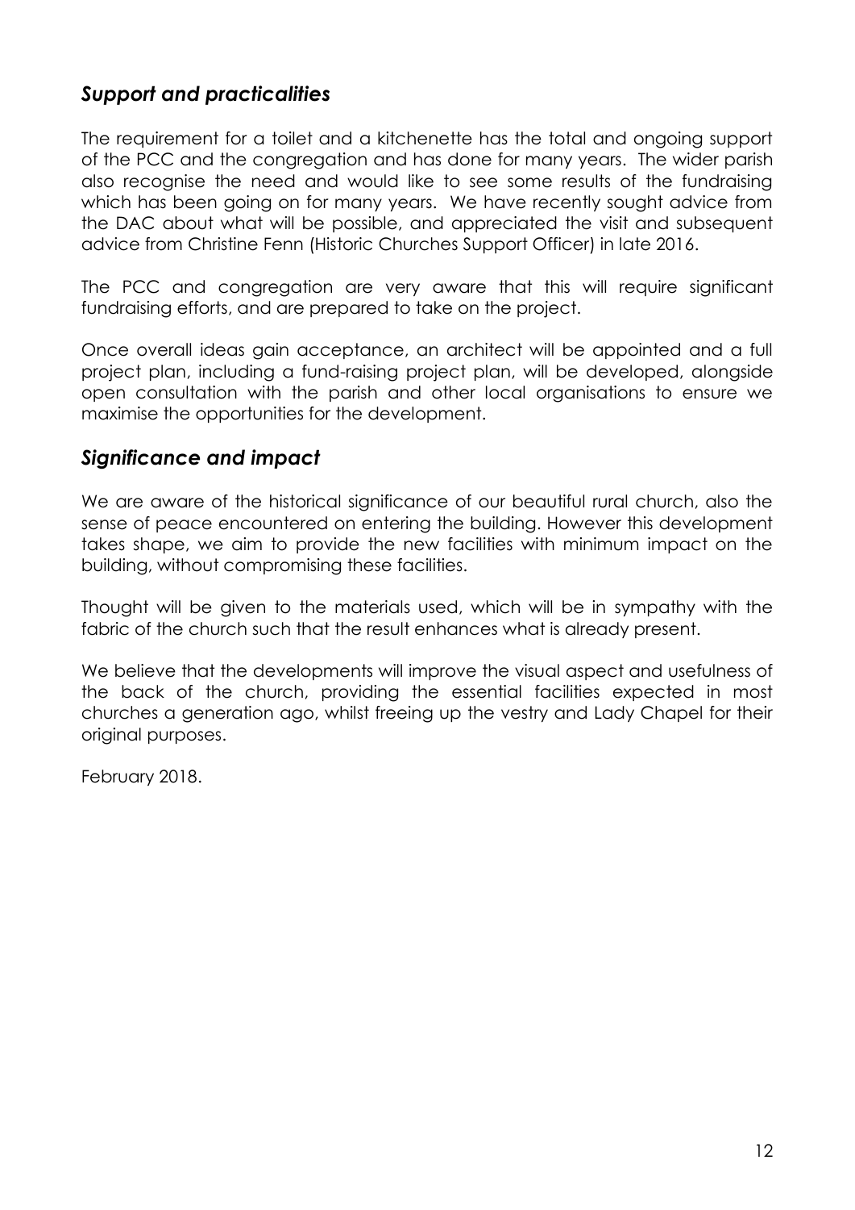## *Support and practicalities*

The requirement for a toilet and a kitchenette has the total and ongoing support of the PCC and the congregation and has done for many years. The wider parish also recognise the need and would like to see some results of the fundraising which has been going on for many years. We have recently sought advice from the DAC about what will be possible, and appreciated the visit and subsequent advice from Christine Fenn (Historic Churches Support Officer) in late 2016.

The PCC and congregation are very aware that this will require significant fundraising efforts, and are prepared to take on the project.

Once overall ideas gain acceptance, an architect will be appointed and a full project plan, including a fund-raising project plan, will be developed, alongside open consultation with the parish and other local organisations to ensure we maximise the opportunities for the development.

## *Significance and impact*

We are aware of the historical significance of our beautiful rural church, also the sense of peace encountered on entering the building. However this development takes shape, we aim to provide the new facilities with minimum impact on the building, without compromising these facilities.

Thought will be given to the materials used, which will be in sympathy with the fabric of the church such that the result enhances what is already present.

We believe that the developments will improve the visual aspect and usefulness of the back of the church, providing the essential facilities expected in most churches a generation ago, whilst freeing up the vestry and Lady Chapel for their original purposes.

February 2018.